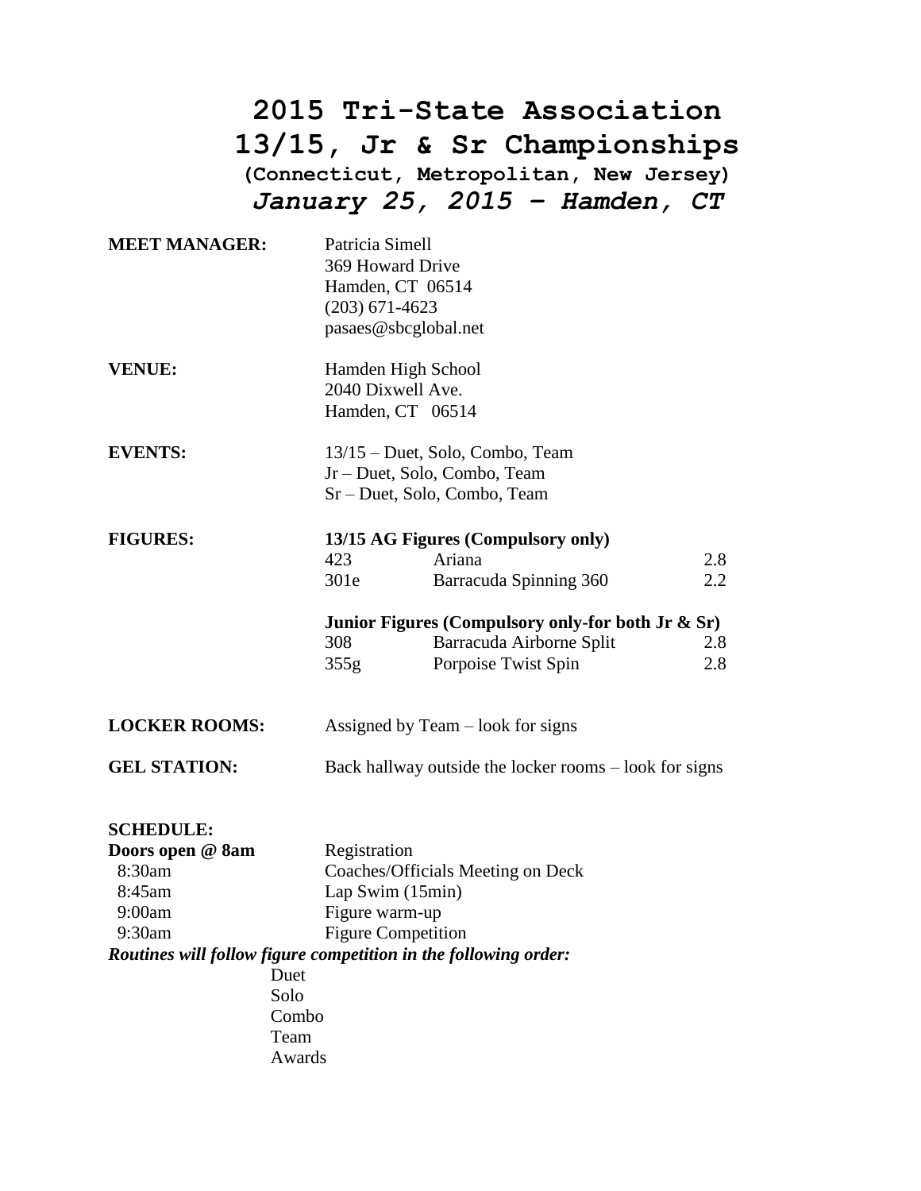# 2015 Tri-State Association
# 13/15, Jr & Sr Championships
### (Connecticut, Metropolitan, New Jersey)
### *January 25, 2015 – Hamden, CT*

**MEET MANAGER:**

Patricia Simell
369 Howard Drive
Hamden, CT 06514
(203) 671-4623
pasaes@sbcglobal.net

**VENUE:**

Hamden High School
2040 Dixwell Ave.
Hamden, CT 06514

**EVENTS:**

13/15 – Duet, Solo, Combo, Team
Jr – Duet, Solo, Combo, Team
Sr – Duet, Solo, Combo, Team

**FIGURES:**

**13/15 AG Figures (Compulsory only)**

| | | |
|---|---|---|
| 423 | Ariana | 2.8 |
| 301e | Barracuda Spinning 360 | 2.2 |

**Junior Figures (Compulsory only-for both Jr & Sr)**

| | | |
|---|---|---|
| 308 | Barracuda Airborne Split | 2.8 |
| 355g | Porpoise Twist Spin | 2.8 |

**LOCKER ROOMS:** Assigned by Team – look for signs

**GEL STATION:** Back hallway outside the locker rooms – look for signs

**SCHEDULE:**

| | |
|---|---|
| **Doors open @ 8am** | Registration |
| 8:30am | Coaches/Officials Meeting on Deck |
| 8:45am | Lap Swim (15min) |
| 9:00am | Figure warm-up |
| 9:30am | Figure Competition |

***Routines will follow figure competition in the following order:***

Duet
Solo
Combo
Team
Awards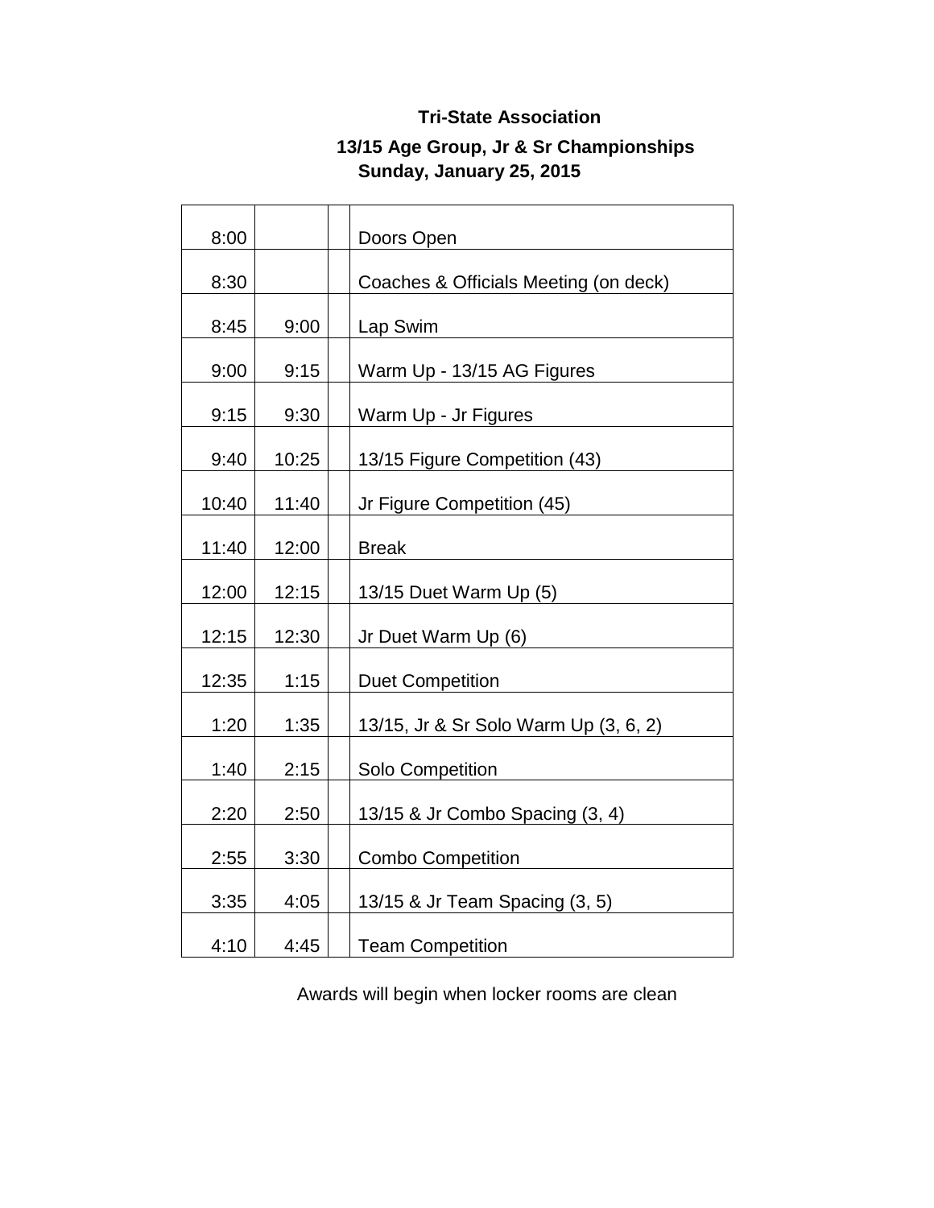**Tri-State Association**

**13/15 Age Group, Jr & Sr Championships**
**Sunday, January 25, 2015**

| | | | |
|---|---|---|---|
| 8:00 | | | Doors Open |
| 8:30 | | | Coaches & Officials Meeting (on deck) |
| 8:45 | 9:00 | | Lap Swim |
| 9:00 | 9:15 | | Warm Up - 13/15 AG Figures |
| 9:15 | 9:30 | | Warm Up - Jr Figures |
| 9:40 | 10:25 | | 13/15 Figure Competition (43) |
| 10:40 | 11:40 | | Jr Figure Competition (45) |
| 11:40 | 12:00 | | Break |
| 12:00 | 12:15 | | 13/15 Duet Warm Up (5) |
| 12:15 | 12:30 | | Jr Duet Warm Up (6) |
| 12:35 | 1:15 | | Duet Competition |
| 1:20 | 1:35 | | 13/15, Jr & Sr Solo Warm Up (3, 6, 2) |
| 1:40 | 2:15 | | Solo Competition |
| 2:20 | 2:50 | | 13/15 & Jr Combo Spacing (3, 4) |
| 2:55 | 3:30 | | Combo Competition |
| 3:35 | 4:05 | | 13/15 & Jr Team Spacing (3, 5) |
| 4:10 | 4:45 | | Team Competition |

Awards will begin when locker rooms are clean